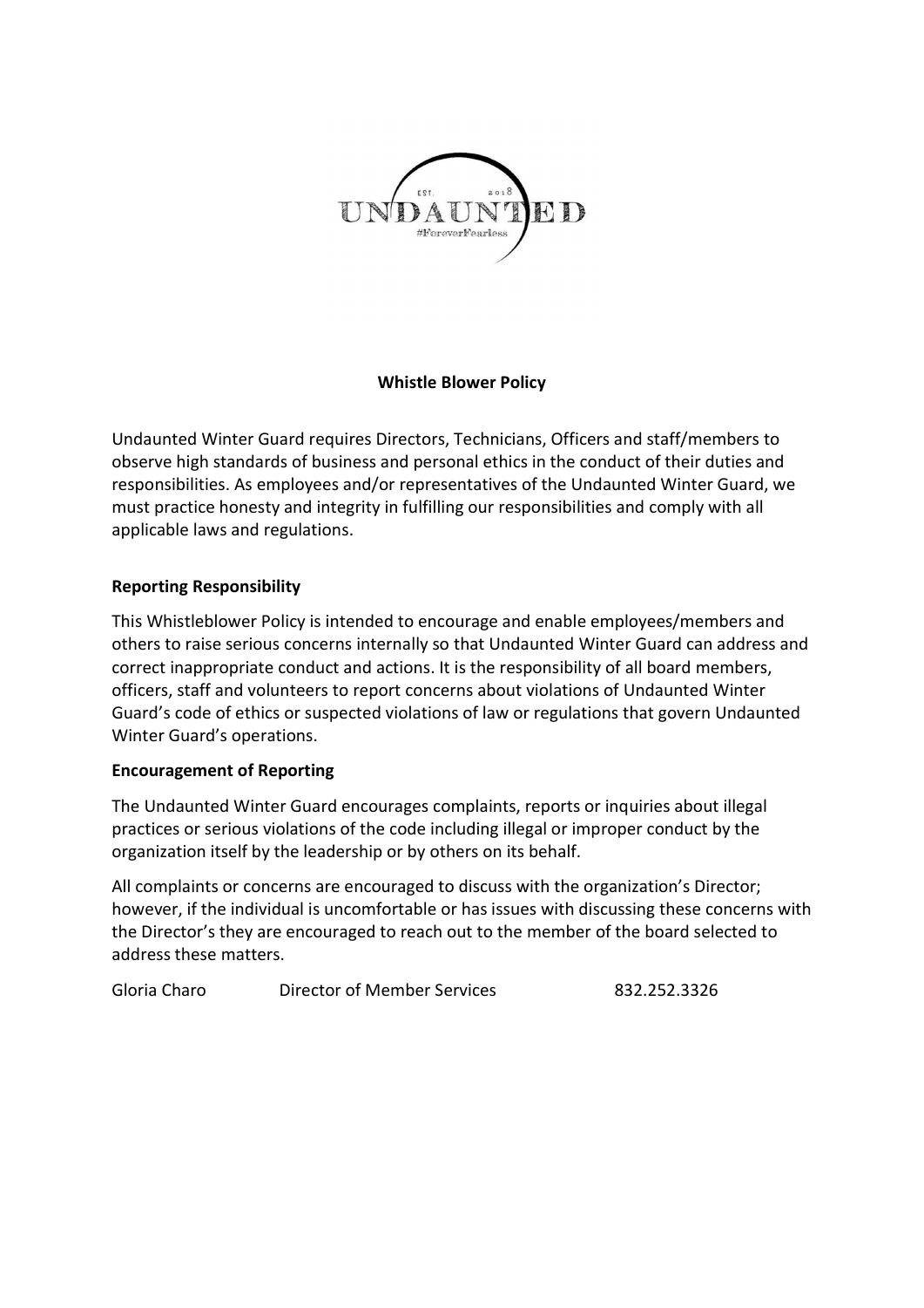## Whistle Blower Policy

Undaunted Winter Guard requires Directors, Technicians, Officers and staff/members to observe high standards of business and personal ethics in the conduct of their duties and responsibilities. As employees and/or representatives of the Undaunted Winter Guard, we must practice honesty and integrity in fulfilling our responsibilities and comply with all applicable laws and regulations.

**Reporting Responsibility**

This Whistleblower Policy is intended to encourage and enable employees/members and others to raise serious concerns internally so that Undaunted Winter Guard can address and correct inappropriate conduct and actions. It is the responsibility of all board members, officers, staff and volunteers to report concerns about violations of Undaunted Winter Guard's code of ethics or suspected violations of law or regulations that govern Undaunted Winter Guard's operations.

**Encouragement of Reporting**

The Undaunted Winter Guard encourages complaints, reports or inquiries about illegal practices or serious violations of the code including illegal or improper conduct by the organization itself by the leadership or by others on its behalf.

All complaints or concerns are encouraged to discuss with the organization's Director; however, if the individual is uncomfortable or has issues with discussing these concerns with the Director's they are encouraged to reach out to the member of the board selected to address these matters.

Gloria Charo	Director of Member Services	832.252.3326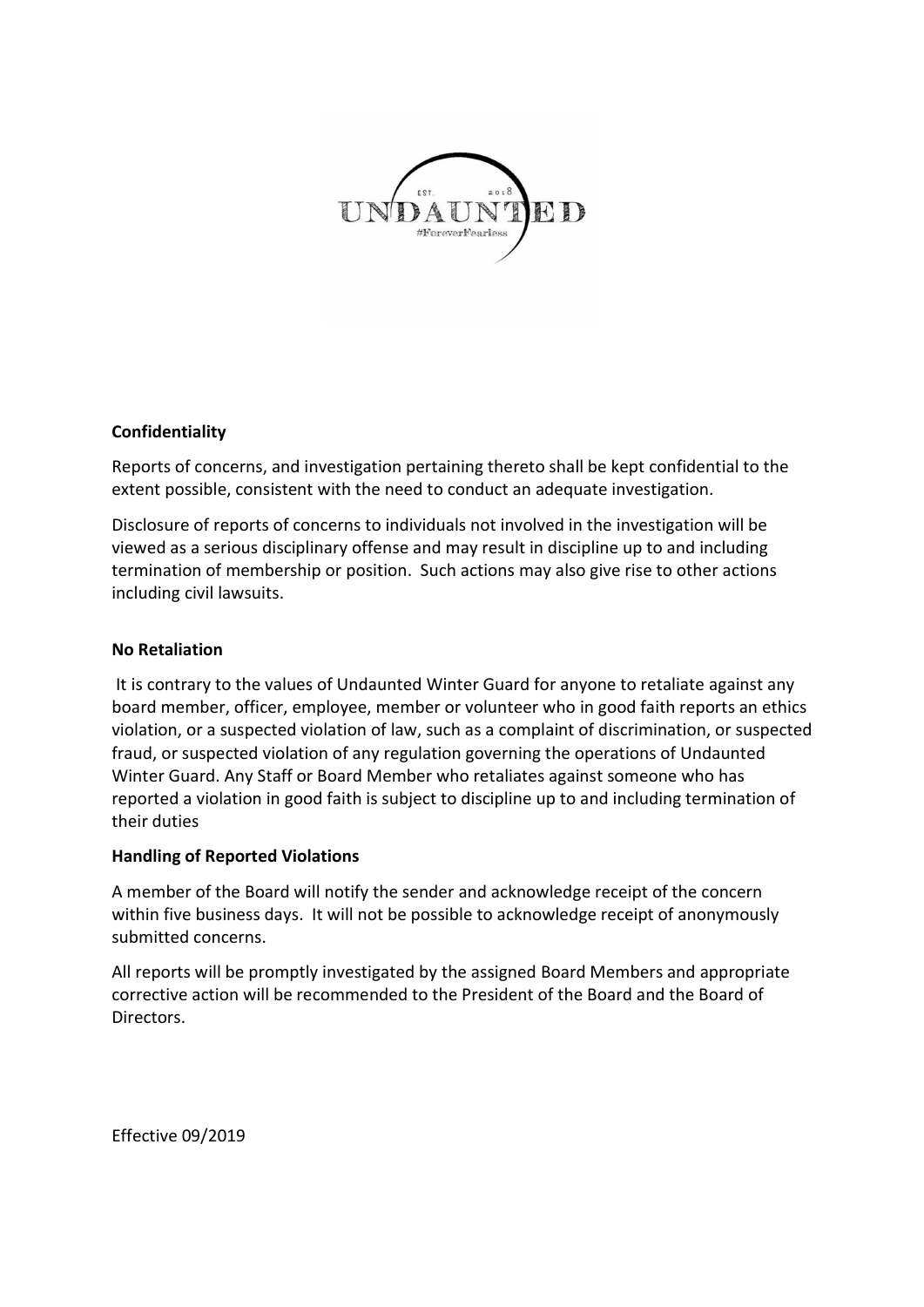**Confidentiality**

Reports of concerns, and investigation pertaining thereto shall be kept confidential to the extent possible, consistent with the need to conduct an adequate investigation.

Disclosure of reports of concerns to individuals not involved in the investigation will be viewed as a serious disciplinary offense and may result in discipline up to and including termination of membership or position. Such actions may also give rise to other actions including civil lawsuits.

**No Retaliation**

It is contrary to the values of Undaunted Winter Guard for anyone to retaliate against any board member, officer, employee, member or volunteer who in good faith reports an ethics violation, or a suspected violation of law, such as a complaint of discrimination, or suspected fraud, or suspected violation of any regulation governing the operations of Undaunted Winter Guard. Any Staff or Board Member who retaliates against someone who has reported a violation in good faith is subject to discipline up to and including termination of their duties

**Handling of Reported Violations**

A member of the Board will notify the sender and acknowledge receipt of the concern within five business days. It will not be possible to acknowledge receipt of anonymously submitted concerns.

All reports will be promptly investigated by the assigned Board Members and appropriate corrective action will be recommended to the President of the Board and the Board of Directors.

Effective 09/2019